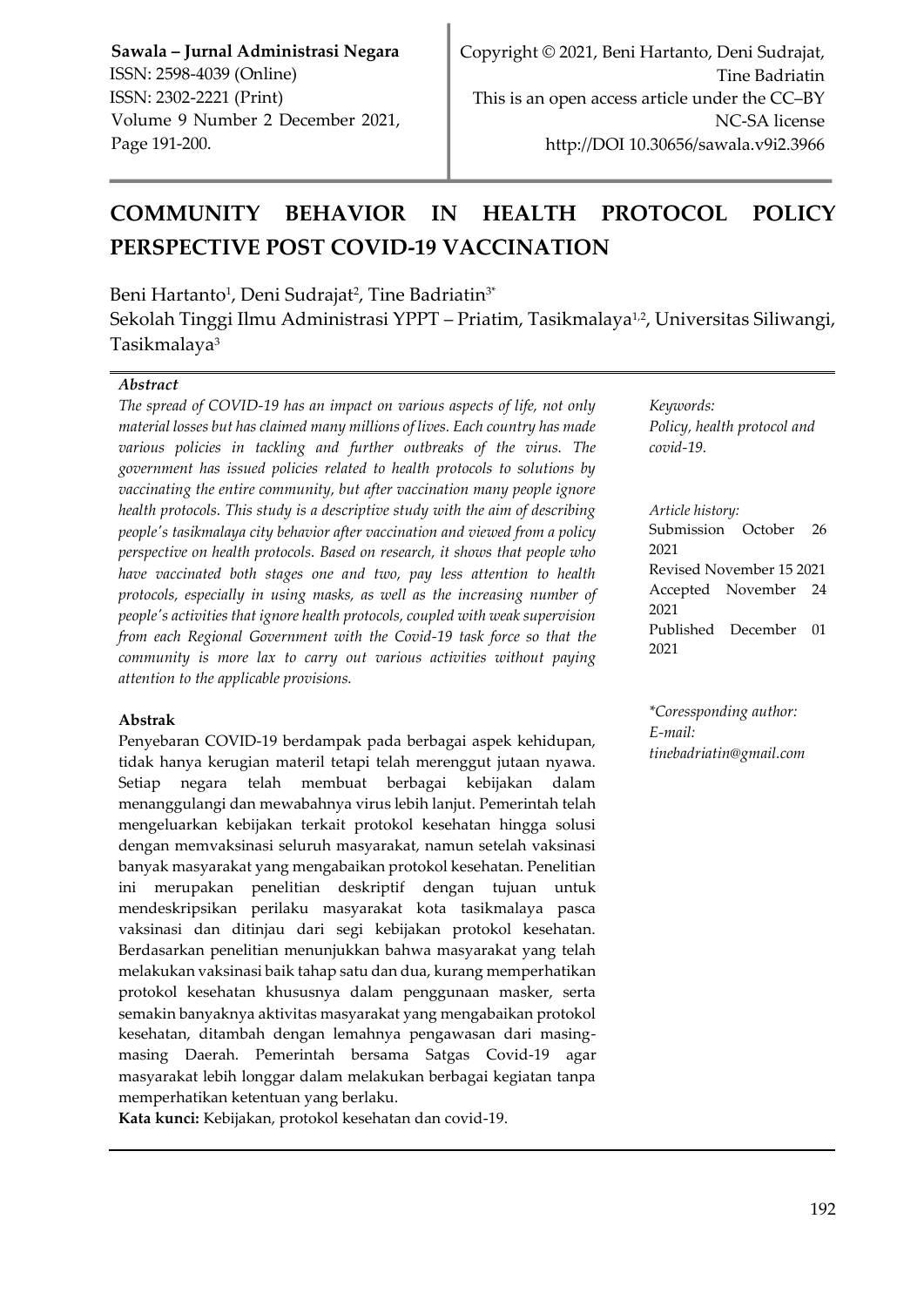**Sawala – Jurnal Administrasi Negara**
ISSN: 2598-4039 (Online)
ISSN: 2302-2221 (Print)
Volume 9 Number 2 December 2021, Page 191-200.

Copyright © 2021, Beni Hartanto, Deni Sudrajat, Tine Badriatin
This is an open access article under the CC–BY NC-SA license
http://DOI 10.30656/sawala.v9i2.3966

# COMMUNITY BEHAVIOR IN HEALTH PROTOCOL POLICY PERSPECTIVE POST COVID-19 VACCINATION

Beni Hartanto[1], Deni Sudrajat[2], Tine Badriatin[3*]
Sekolah Tinggi Ilmu Administrasi YPPT – Priatim, Tasikmalaya[1,2], Universitas Siliwangi, Tasikmalaya[3]

***Abstract***

*The spread of COVID-19 has an impact on various aspects of life, not only material losses but has claimed many millions of lives. Each country has made various policies in tackling and further outbreaks of the virus. The government has issued policies related to health protocols to solutions by vaccinating the entire community, but after vaccination many people ignore health protocols. This study is a descriptive study with the aim of describing people's tasikmalaya city behavior after vaccination and viewed from a policy perspective on health protocols. Based on research, it shows that people who have vaccinated both stages one and two, pay less attention to health protocols, especially in using masks, as well as the increasing number of people's activities that ignore health protocols, coupled with weak supervision from each Regional Government with the Covid-19 task force so that the community is more lax to carry out various activities without paying attention to the applicable provisions.*

**Abstrak**

Penyebaran COVID-19 berdampak pada berbagai aspek kehidupan, tidak hanya kerugian materil tetapi telah merenggut jutaan nyawa. Setiap negara telah membuat berbagai kebijakan dalam menanggulangi dan mewabahnya virus lebih lanjut. Pemerintah telah mengeluarkan kebijakan terkait protokol kesehatan hingga solusi dengan memvaksinasi seluruh masyarakat, namun setelah vaksinasi banyak masyarakat yang mengabaikan protokol kesehatan. Penelitian ini merupakan penelitian deskriptif dengan tujuan untuk mendeskripsikan perilaku masyarakat kota tasikmalaya pasca vaksinasi dan ditinjau dari segi kebijakan protokol kesehatan. Berdasarkan penelitian menunjukkan bahwa masyarakat yang telah melakukan vaksinasi baik tahap satu dan dua, kurang memperhatikan protokol kesehatan khususnya dalam penggunaan masker, serta semakin banyaknya aktivitas masyarakat yang mengabaikan protokol kesehatan, ditambah dengan lemahnya pengawasan dari masing-masing Daerah. Pemerintah bersama Satgas Covid-19 agar masyarakat lebih longgar dalam melakukan berbagai kegiatan tanpa memperhatikan ketentuan yang berlaku.

**Kata kunci:** Kebijakan, protokol kesehatan dan covid-19.

*Keywords:*
*Policy, health protocol and covid-19.*

*Article history:*
Submission October 26 2021
Revised November 15 2021
Accepted November 24 2021
Published December 01 2021

*\*Coressponding author:*
*E-mail:*
*tinebadriatin@gmail.com*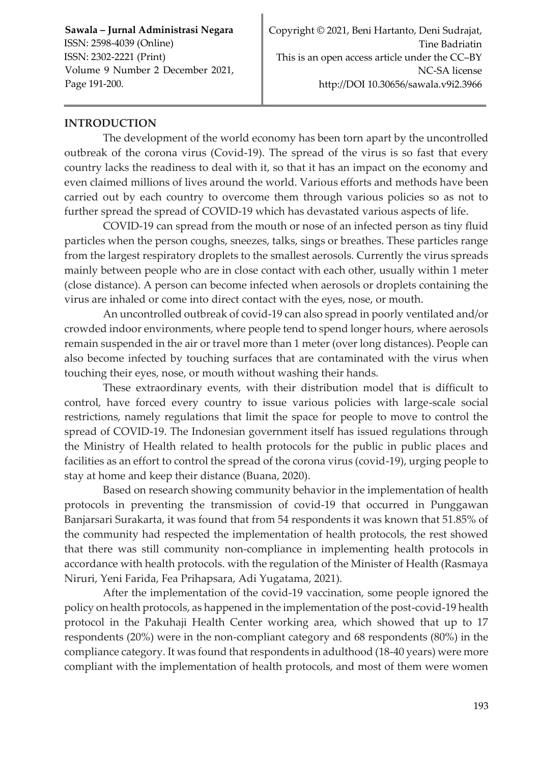## INTRODUCTION

The development of the world economy has been torn apart by the uncontrolled outbreak of the corona virus (Covid-19). The spread of the virus is so fast that every country lacks the readiness to deal with it, so that it has an impact on the economy and even claimed millions of lives around the world. Various efforts and methods have been carried out by each country to overcome them through various policies so as not to further spread the spread of COVID-19 which has devastated various aspects of life.

COVID-19 can spread from the mouth or nose of an infected person as tiny fluid particles when the person coughs, sneezes, talks, sings or breathes. These particles range from the largest respiratory droplets to the smallest aerosols. Currently the virus spreads mainly between people who are in close contact with each other, usually within 1 meter (close distance). A person can become infected when aerosols or droplets containing the virus are inhaled or come into direct contact with the eyes, nose, or mouth.

An uncontrolled outbreak of covid-19 can also spread in poorly ventilated and/or crowded indoor environments, where people tend to spend longer hours, where aerosols remain suspended in the air or travel more than 1 meter (over long distances). People can also become infected by touching surfaces that are contaminated with the virus when touching their eyes, nose, or mouth without washing their hands.

These extraordinary events, with their distribution model that is difficult to control, have forced every country to issue various policies with large-scale social restrictions, namely regulations that limit the space for people to move to control the spread of COVID-19. The Indonesian government itself has issued regulations through the Ministry of Health related to health protocols for the public in public places and facilities as an effort to control the spread of the corona virus (covid-19), urging people to stay at home and keep their distance (Buana, 2020).

Based on research showing community behavior in the implementation of health protocols in preventing the transmission of covid-19 that occurred in Punggawan Banjarsari Surakarta, it was found that from 54 respondents it was known that 51.85% of the community had respected the implementation of health protocols, the rest showed that there was still community non-compliance in implementing health protocols in accordance with health protocols. with the regulation of the Minister of Health (Rasmaya Niruri, Yeni Farida, Fea Prihapsara, Adi Yugatama, 2021).

After the implementation of the covid-19 vaccination, some people ignored the policy on health protocols, as happened in the implementation of the post-covid-19 health protocol in the Pakuhaji Health Center working area, which showed that up to 17 respondents (20%) were in the non-compliant category and 68 respondents (80%) in the compliance category. It was found that respondents in adulthood (18-40 years) were more compliant with the implementation of health protocols, and most of them were women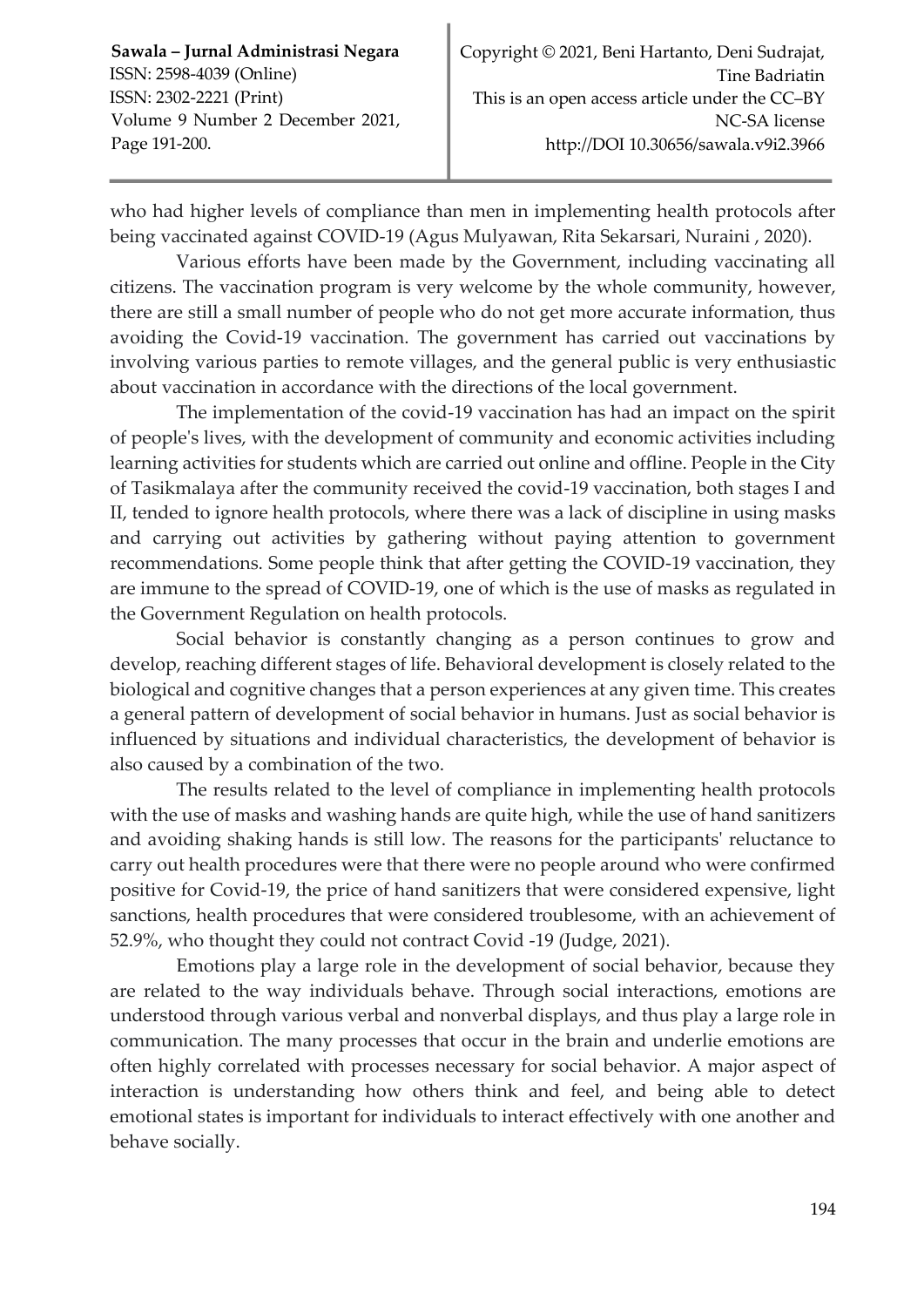who had higher levels of compliance than men in implementing health protocols after being vaccinated against COVID-19 (Agus Mulyawan, Rita Sekarsari, Nuraini , 2020).

Various efforts have been made by the Government, including vaccinating all citizens. The vaccination program is very welcome by the whole community, however, there are still a small number of people who do not get more accurate information, thus avoiding the Covid-19 vaccination. The government has carried out vaccinations by involving various parties to remote villages, and the general public is very enthusiastic about vaccination in accordance with the directions of the local government.

The implementation of the covid-19 vaccination has had an impact on the spirit of people's lives, with the development of community and economic activities including learning activities for students which are carried out online and offline. People in the City of Tasikmalaya after the community received the covid-19 vaccination, both stages I and II, tended to ignore health protocols, where there was a lack of discipline in using masks and carrying out activities by gathering without paying attention to government recommendations. Some people think that after getting the COVID-19 vaccination, they are immune to the spread of COVID-19, one of which is the use of masks as regulated in the Government Regulation on health protocols.

Social behavior is constantly changing as a person continues to grow and develop, reaching different stages of life. Behavioral development is closely related to the biological and cognitive changes that a person experiences at any given time. This creates a general pattern of development of social behavior in humans. Just as social behavior is influenced by situations and individual characteristics, the development of behavior is also caused by a combination of the two.

The results related to the level of compliance in implementing health protocols with the use of masks and washing hands are quite high, while the use of hand sanitizers and avoiding shaking hands is still low. The reasons for the participants' reluctance to carry out health procedures were that there were no people around who were confirmed positive for Covid-19, the price of hand sanitizers that were considered expensive, light sanctions, health procedures that were considered troublesome, with an achievement of 52.9%, who thought they could not contract Covid -19 (Judge, 2021).

Emotions play a large role in the development of social behavior, because they are related to the way individuals behave. Through social interactions, emotions are understood through various verbal and nonverbal displays, and thus play a large role in communication. The many processes that occur in the brain and underlie emotions are often highly correlated with processes necessary for social behavior. A major aspect of interaction is understanding how others think and feel, and being able to detect emotional states is important for individuals to interact effectively with one another and behave socially.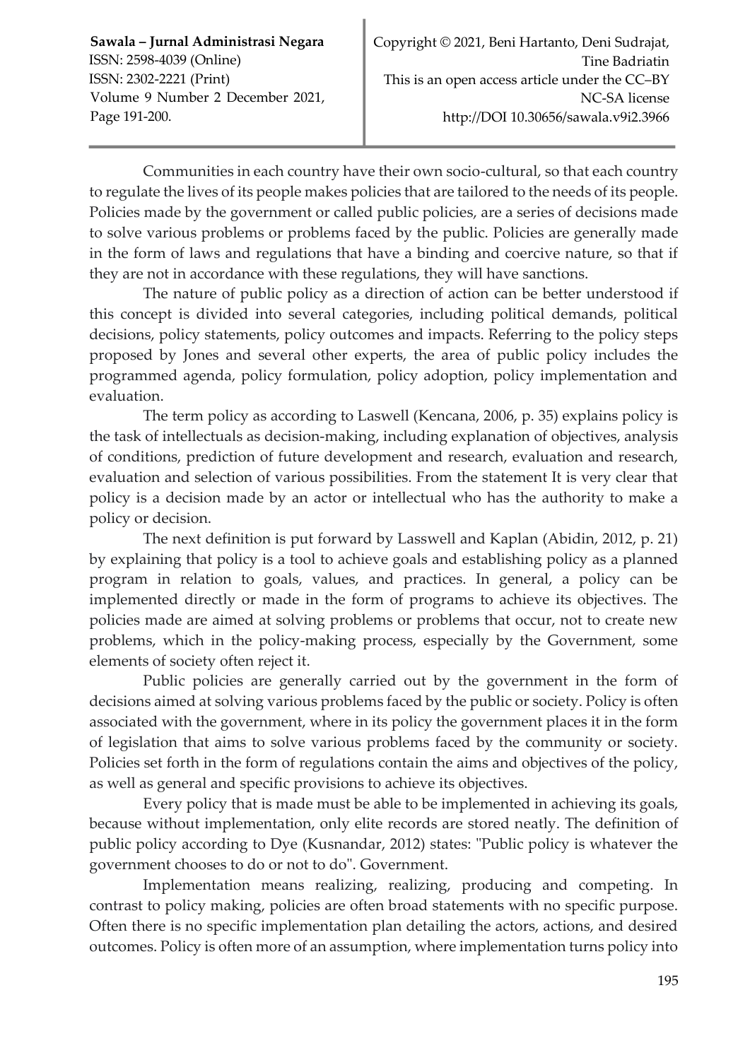Communities in each country have their own socio-cultural, so that each country to regulate the lives of its people makes policies that are tailored to the needs of its people. Policies made by the government or called public policies, are a series of decisions made to solve various problems or problems faced by the public. Policies are generally made in the form of laws and regulations that have a binding and coercive nature, so that if they are not in accordance with these regulations, they will have sanctions.

The nature of public policy as a direction of action can be better understood if this concept is divided into several categories, including political demands, political decisions, policy statements, policy outcomes and impacts. Referring to the policy steps proposed by Jones and several other experts, the area of public policy includes the programmed agenda, policy formulation, policy adoption, policy implementation and evaluation.

The term policy as according to Laswell (Kencana, 2006, p. 35) explains policy is the task of intellectuals as decision-making, including explanation of objectives, analysis of conditions, prediction of future development and research, evaluation and research, evaluation and selection of various possibilities. From the statement It is very clear that policy is a decision made by an actor or intellectual who has the authority to make a policy or decision.

The next definition is put forward by Lasswell and Kaplan (Abidin, 2012, p. 21) by explaining that policy is a tool to achieve goals and establishing policy as a planned program in relation to goals, values, and practices. In general, a policy can be implemented directly or made in the form of programs to achieve its objectives. The policies made are aimed at solving problems or problems that occur, not to create new problems, which in the policy-making process, especially by the Government, some elements of society often reject it.

Public policies are generally carried out by the government in the form of decisions aimed at solving various problems faced by the public or society. Policy is often associated with the government, where in its policy the government places it in the form of legislation that aims to solve various problems faced by the community or society. Policies set forth in the form of regulations contain the aims and objectives of the policy, as well as general and specific provisions to achieve its objectives.

Every policy that is made must be able to be implemented in achieving its goals, because without implementation, only elite records are stored neatly. The definition of public policy according to Dye (Kusnandar, 2012) states: "Public policy is whatever the government chooses to do or not to do". Government.

Implementation means realizing, realizing, producing and competing. In contrast to policy making, policies are often broad statements with no specific purpose. Often there is no specific implementation plan detailing the actors, actions, and desired outcomes. Policy is often more of an assumption, where implementation turns policy into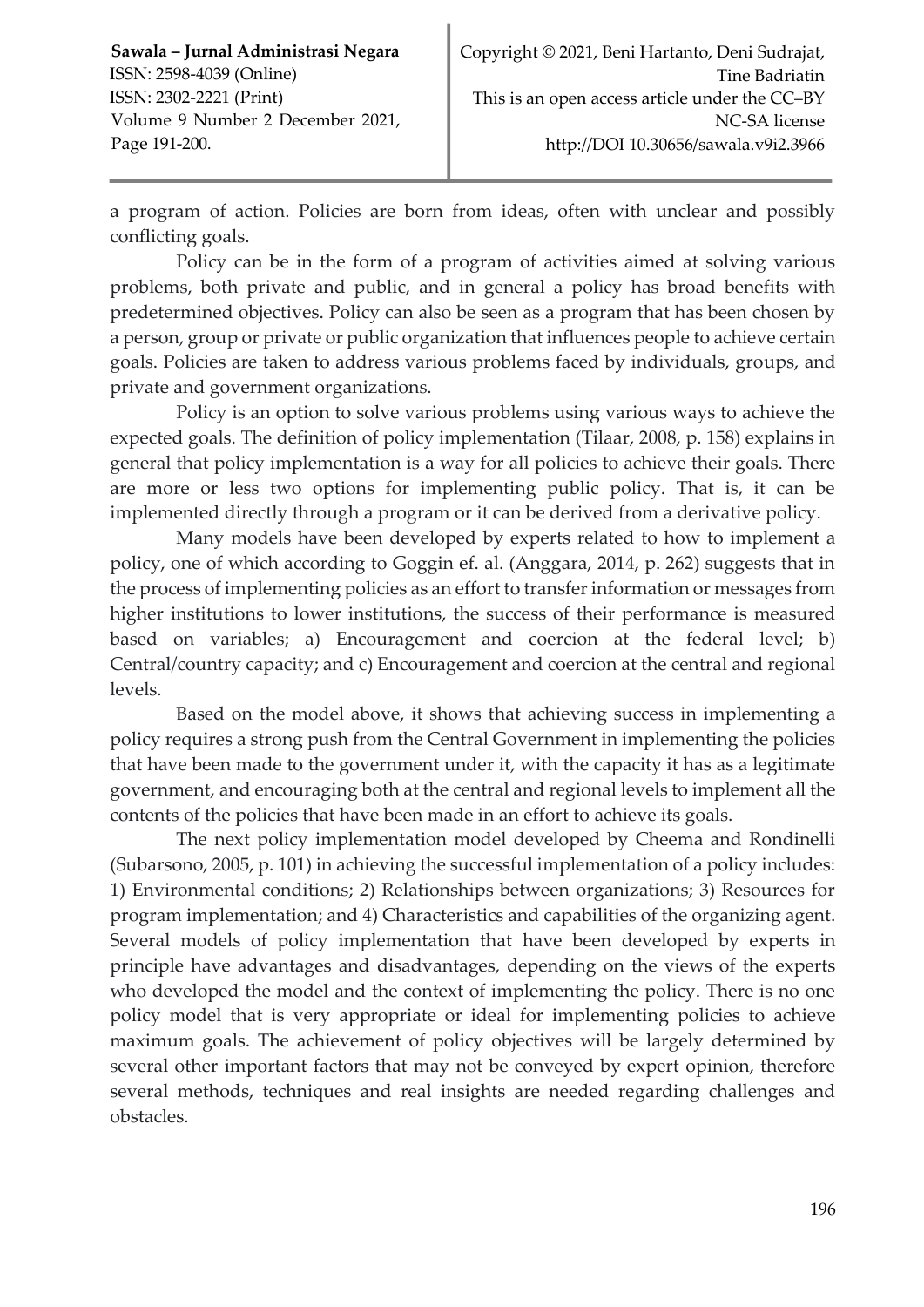a program of action. Policies are born from ideas, often with unclear and possibly conflicting goals.

Policy can be in the form of a program of activities aimed at solving various problems, both private and public, and in general a policy has broad benefits with predetermined objectives. Policy can also be seen as a program that has been chosen by a person, group or private or public organization that influences people to achieve certain goals. Policies are taken to address various problems faced by individuals, groups, and private and government organizations.

Policy is an option to solve various problems using various ways to achieve the expected goals. The definition of policy implementation (Tilaar, 2008, p. 158) explains in general that policy implementation is a way for all policies to achieve their goals. There are more or less two options for implementing public policy. That is, it can be implemented directly through a program or it can be derived from a derivative policy.

Many models have been developed by experts related to how to implement a policy, one of which according to Goggin ef. al. (Anggara, 2014, p. 262) suggests that in the process of implementing policies as an effort to transfer information or messages from higher institutions to lower institutions, the success of their performance is measured based on variables; a) Encouragement and coercion at the federal level; b) Central/country capacity; and c) Encouragement and coercion at the central and regional levels.

Based on the model above, it shows that achieving success in implementing a policy requires a strong push from the Central Government in implementing the policies that have been made to the government under it, with the capacity it has as a legitimate government, and encouraging both at the central and regional levels to implement all the contents of the policies that have been made in an effort to achieve its goals.

The next policy implementation model developed by Cheema and Rondinelli (Subarsono, 2005, p. 101) in achieving the successful implementation of a policy includes: 1) Environmental conditions; 2) Relationships between organizations; 3) Resources for program implementation; and 4) Characteristics and capabilities of the organizing agent. Several models of policy implementation that have been developed by experts in principle have advantages and disadvantages, depending on the views of the experts who developed the model and the context of implementing the policy. There is no one policy model that is very appropriate or ideal for implementing policies to achieve maximum goals. The achievement of policy objectives will be largely determined by several other important factors that may not be conveyed by expert opinion, therefore several methods, techniques and real insights are needed regarding challenges and obstacles.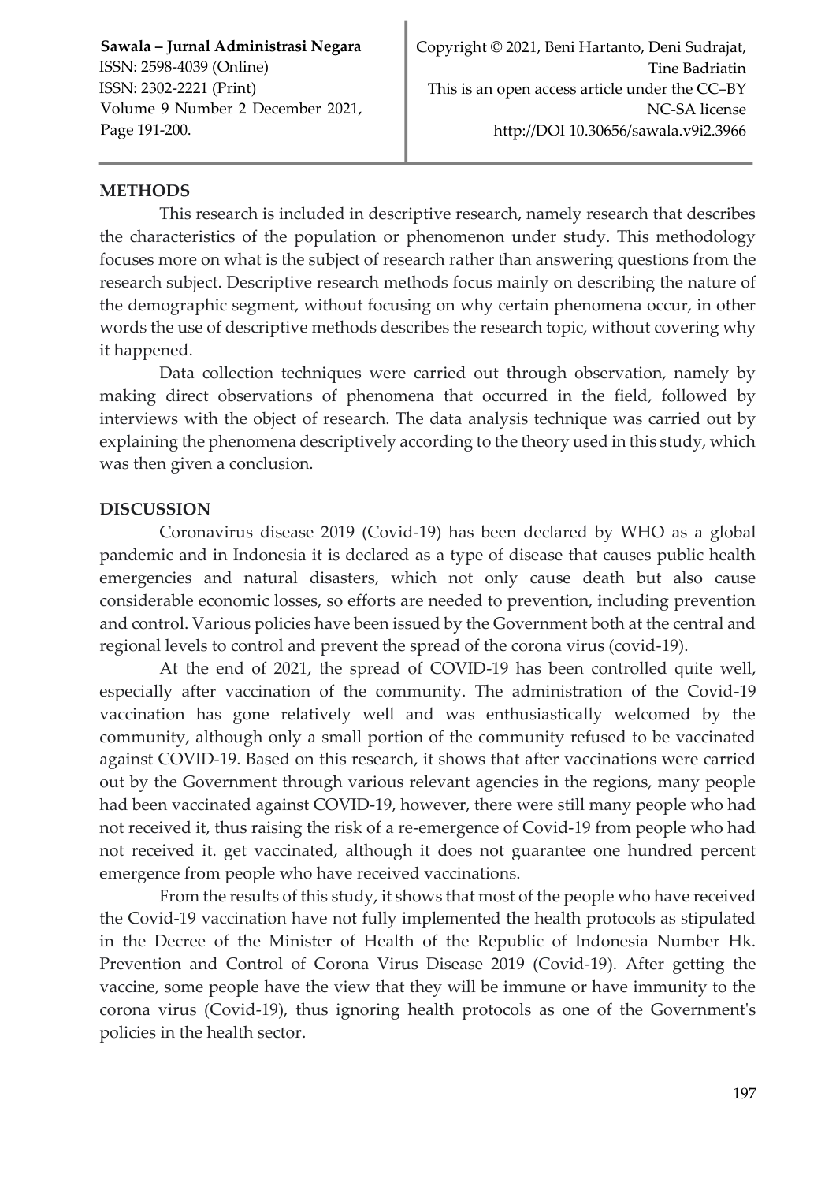## METHODS

This research is included in descriptive research, namely research that describes the characteristics of the population or phenomenon under study. This methodology focuses more on what is the subject of research rather than answering questions from the research subject. Descriptive research methods focus mainly on describing the nature of the demographic segment, without focusing on why certain phenomena occur, in other words the use of descriptive methods describes the research topic, without covering why it happened.

Data collection techniques were carried out through observation, namely by making direct observations of phenomena that occurred in the field, followed by interviews with the object of research. The data analysis technique was carried out by explaining the phenomena descriptively according to the theory used in this study, which was then given a conclusion.

## DISCUSSION

Coronavirus disease 2019 (Covid-19) has been declared by WHO as a global pandemic and in Indonesia it is declared as a type of disease that causes public health emergencies and natural disasters, which not only cause death but also cause considerable economic losses, so efforts are needed to prevention, including prevention and control. Various policies have been issued by the Government both at the central and regional levels to control and prevent the spread of the corona virus (covid-19).

At the end of 2021, the spread of COVID-19 has been controlled quite well, especially after vaccination of the community. The administration of the Covid-19 vaccination has gone relatively well and was enthusiastically welcomed by the community, although only a small portion of the community refused to be vaccinated against COVID-19. Based on this research, it shows that after vaccinations were carried out by the Government through various relevant agencies in the regions, many people had been vaccinated against COVID-19, however, there were still many people who had not received it, thus raising the risk of a re-emergence of Covid-19 from people who had not received it. get vaccinated, although it does not guarantee one hundred percent emergence from people who have received vaccinations.

From the results of this study, it shows that most of the people who have received the Covid-19 vaccination have not fully implemented the health protocols as stipulated in the Decree of the Minister of Health of the Republic of Indonesia Number Hk. Prevention and Control of Corona Virus Disease 2019 (Covid-19). After getting the vaccine, some people have the view that they will be immune or have immunity to the corona virus (Covid-19), thus ignoring health protocols as one of the Government's policies in the health sector.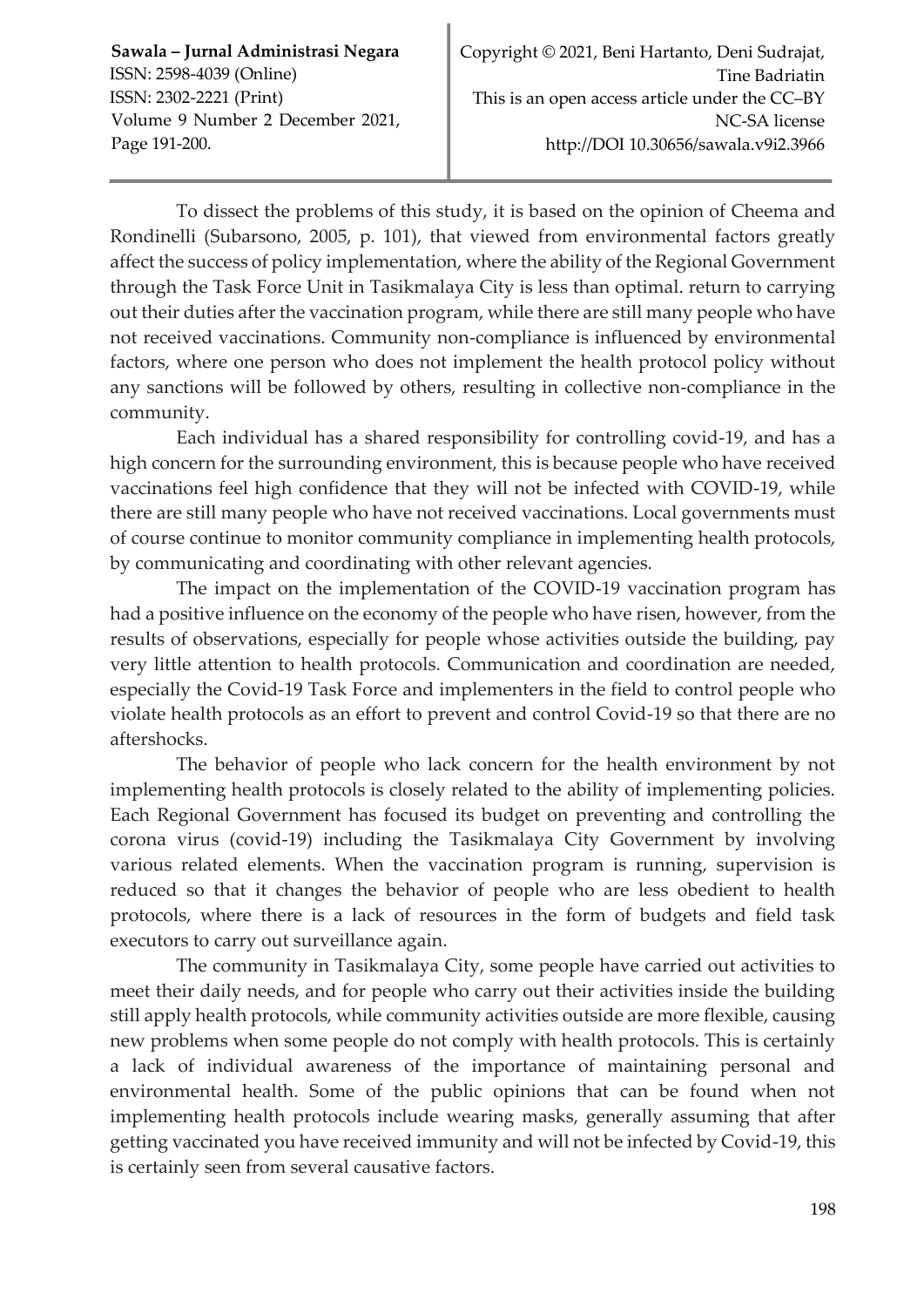To dissect the problems of this study, it is based on the opinion of Cheema and Rondinelli (Subarsono, 2005, p. 101), that viewed from environmental factors greatly affect the success of policy implementation, where the ability of the Regional Government through the Task Force Unit in Tasikmalaya City is less than optimal. return to carrying out their duties after the vaccination program, while there are still many people who have not received vaccinations. Community non-compliance is influenced by environmental factors, where one person who does not implement the health protocol policy without any sanctions will be followed by others, resulting in collective non-compliance in the community.

Each individual has a shared responsibility for controlling covid-19, and has a high concern for the surrounding environment, this is because people who have received vaccinations feel high confidence that they will not be infected with COVID-19, while there are still many people who have not received vaccinations. Local governments must of course continue to monitor community compliance in implementing health protocols, by communicating and coordinating with other relevant agencies.

The impact on the implementation of the COVID-19 vaccination program has had a positive influence on the economy of the people who have risen, however, from the results of observations, especially for people whose activities outside the building, pay very little attention to health protocols. Communication and coordination are needed, especially the Covid-19 Task Force and implementers in the field to control people who violate health protocols as an effort to prevent and control Covid-19 so that there are no aftershocks.

The behavior of people who lack concern for the health environment by not implementing health protocols is closely related to the ability of implementing policies. Each Regional Government has focused its budget on preventing and controlling the corona virus (covid-19) including the Tasikmalaya City Government by involving various related elements. When the vaccination program is running, supervision is reduced so that it changes the behavior of people who are less obedient to health protocols, where there is a lack of resources in the form of budgets and field task executors to carry out surveillance again.

The community in Tasikmalaya City, some people have carried out activities to meet their daily needs, and for people who carry out their activities inside the building still apply health protocols, while community activities outside are more flexible, causing new problems when some people do not comply with health protocols. This is certainly a lack of individual awareness of the importance of maintaining personal and environmental health. Some of the public opinions that can be found when not implementing health protocols include wearing masks, generally assuming that after getting vaccinated you have received immunity and will not be infected by Covid-19, this is certainly seen from several causative factors.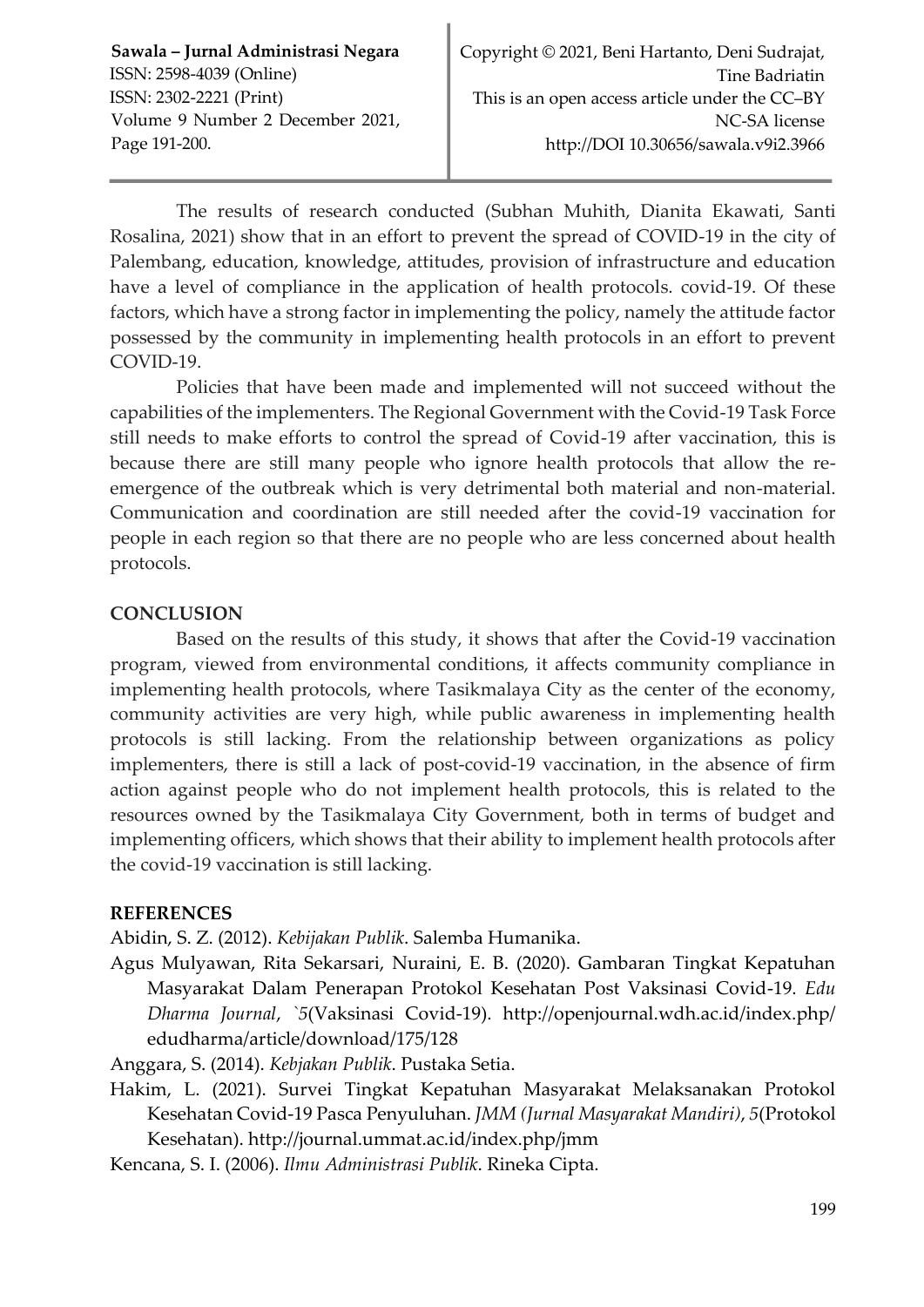The results of research conducted (Subhan Muhith, Dianita Ekawati, Santi Rosalina, 2021) show that in an effort to prevent the spread of COVID-19 in the city of Palembang, education, knowledge, attitudes, provision of infrastructure and education have a level of compliance in the application of health protocols. covid-19. Of these factors, which have a strong factor in implementing the policy, namely the attitude factor possessed by the community in implementing health protocols in an effort to prevent COVID-19.

Policies that have been made and implemented will not succeed without the capabilities of the implementers. The Regional Government with the Covid-19 Task Force still needs to make efforts to control the spread of Covid-19 after vaccination, this is because there are still many people who ignore health protocols that allow the re-emergence of the outbreak which is very detrimental both material and non-material. Communication and coordination are still needed after the covid-19 vaccination for people in each region so that there are no people who are less concerned about health protocols.

## CONCLUSION

Based on the results of this study, it shows that after the Covid-19 vaccination program, viewed from environmental conditions, it affects community compliance in implementing health protocols, where Tasikmalaya City as the center of the economy, community activities are very high, while public awareness in implementing health protocols is still lacking. From the relationship between organizations as policy implementers, there is still a lack of post-covid-19 vaccination, in the absence of firm action against people who do not implement health protocols, this is related to the resources owned by the Tasikmalaya City Government, both in terms of budget and implementing officers, which shows that their ability to implement health protocols after the covid-19 vaccination is still lacking.

## REFERENCES

Abidin, S. Z. (2012). *Kebijakan Publik*. Salemba Humanika.

Agus Mulyawan, Rita Sekarsari, Nuraini, E. B. (2020). Gambaran Tingkat Kepatuhan Masyarakat Dalam Penerapan Protokol Kesehatan Post Vaksinasi Covid-19. *Edu Dharma Journal*, *`5*(Vaksinasi Covid-19). http://openjournal.wdh.ac.id/index.php/edudharma/article/download/175/128

Anggara, S. (2014). *Kebjakan Publik*. Pustaka Setia.

Hakim, L. (2021). Survei Tingkat Kepatuhan Masyarakat Melaksanakan Protokol Kesehatan Covid-19 Pasca Penyuluhan. *JMM (Jurnal Masyarakat Mandiri)*, *5*(Protokol Kesehatan). http://journal.ummat.ac.id/index.php/jmm

Kencana, S. I. (2006). *Ilmu Administrasi Publik*. Rineka Cipta.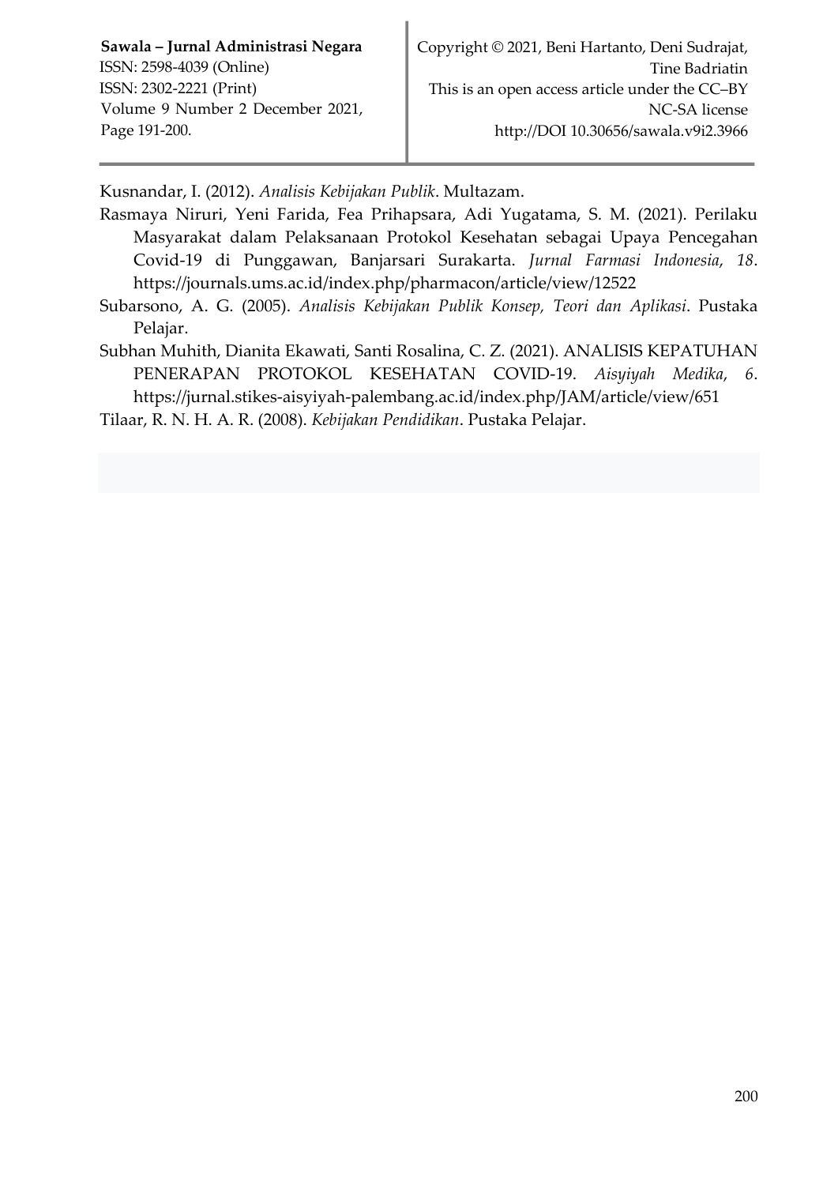Kusnandar, I. (2012). *Analisis Kebijakan Publik*. Multazam.

Rasmaya Niruri, Yeni Farida, Fea Prihapsara, Adi Yugatama, S. M. (2021). Perilaku Masyarakat dalam Pelaksanaan Protokol Kesehatan sebagai Upaya Pencegahan Covid-19 di Punggawan, Banjarsari Surakarta. *Jurnal Farmasi Indonesia*, *18*. https://journals.ums.ac.id/index.php/pharmacon/article/view/12522

Subarsono, A. G. (2005). *Analisis Kebijakan Publik Konsep, Teori dan Aplikasi*. Pustaka Pelajar.

Subhan Muhith, Dianita Ekawati, Santi Rosalina, C. Z. (2021). ANALISIS KEPATUHAN PENERAPAN PROTOKOL KESEHATAN COVID-19. *Aisyiyah Medika*, *6*. https://jurnal.stikes-aisyiyah-palembang.ac.id/index.php/JAM/article/view/651

Tilaar, R. N. H. A. R. (2008). *Kebijakan Pendidikan*. Pustaka Pelajar.